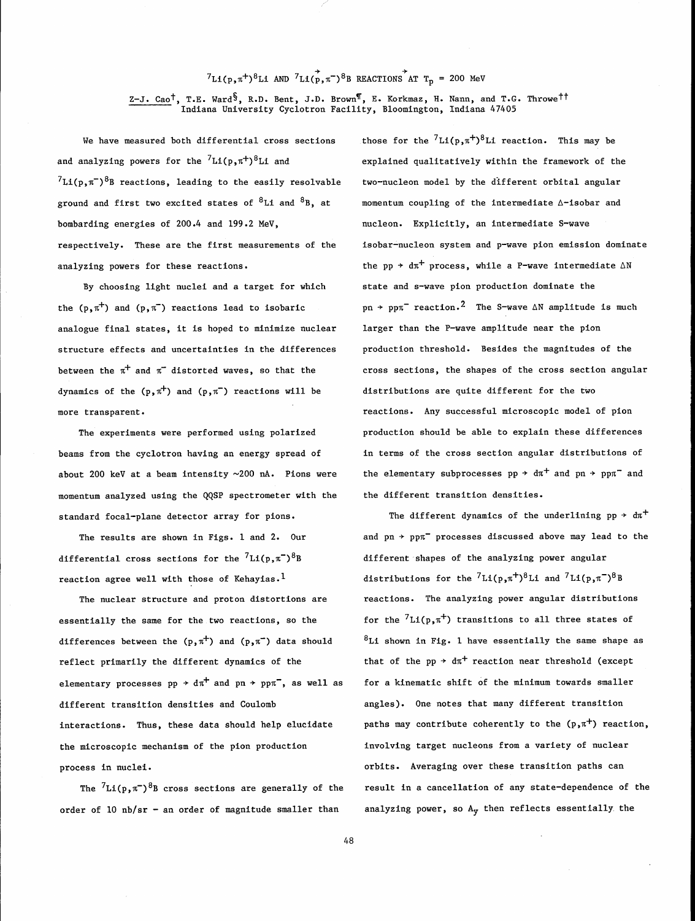# $^7Li(p,\pi^+)^8Li$ AND $^7Li(\vec{p},\pi^-)^8B$ REACTIONS AT $T_p$ = 200 MeV

Z-J. Cao[†], T.E. Ward[§], R.D. Bent, J.D. Brown[¶], E. Korkmaz, H. Nann, and T.G. Throwe[††]
Indiana University Cyclotron Facility, Bloomington, Indiana 47405

We have measured both differential cross sections and analyzing powers for the $^7Li(p,\pi^+)^8Li$ and $^7Li(p,\pi^-)^8B$ reactions, leading to the easily resolvable ground and first two excited states of $^8Li$ and $^8B$, at bombarding energies of 200.4 and 199.2 MeV, respectively. These are the first measurements of the analyzing powers for these reactions.

By choosing light nuclei and a target for which the $(p,\pi^+)$ and $(p,\pi^-)$ reactions lead to isobaric analogue final states, it is hoped to minimize nuclear structure effects and uncertainties in the differences between the $\pi^+$ and $\pi^-$ distorted waves, so that the dynamics of the $(p,\pi^+)$ and $(p,\pi^-)$ reactions will be more transparent.

The experiments were performed using polarized beams from the cyclotron having an energy spread of about 200 keV at a beam intensity ~200 nA. Pions were momentum analyzed using the QQSP spectrometer with the standard focal-plane detector array for pions.

The results are shown in Figs. 1 and 2. Our differential cross sections for the $^7Li(p,\pi^-)^8B$ reaction agree well with those of Kehayias.[1]

The nuclear structure and proton distortions are essentially the same for the two reactions, so the differences between the $(p,\pi^+)$ and $(p,\pi^-)$ data should reflect primarily the different dynamics of the elementary processes $pp \rightarrow d\pi^+$ and $pn \rightarrow pp\pi^-$, as well as different transition densities and Coulomb interactions. Thus, these data should help elucidate the microscopic mechanism of the pion production process in nuclei.

The $^7Li(p,\pi^-)^8B$ cross sections are generally of the order of 10 nb/sr – an order of magnitude smaller than those for the $^7Li(p,\pi^+)^8Li$ reaction. This may be explained qualitatively within the framework of the two-nucleon model by the different orbital angular momentum coupling of the intermediate Δ-isobar and nucleon. Explicitly, an intermediate S-wave isobar-nucleon system and p-wave pion emission dominate the $pp \rightarrow d\pi^+$ process, while a P-wave intermediate ΔN state and s-wave pion production dominate the $pn \rightarrow pp\pi^-$ reaction.[2] The S-wave ΔN amplitude is much larger than the P-wave amplitude near the pion production threshold. Besides the magnitudes of the cross sections, the shapes of the cross section angular distributions are quite different for the two reactions. Any successful microscopic model of pion production should be able to explain these differences in terms of the cross section angular distributions of the elementary subprocesses $pp \rightarrow d\pi^+$ and $pn \rightarrow pp\pi^-$ and the different transition densities.

The different dynamics of the underlining $pp \rightarrow d\pi^+$ and $pn \rightarrow pp\pi^-$ processes discussed above may lead to the different shapes of the analyzing power angular distributions for the $^7Li(p,\pi^+)^8Li$ and $^7Li(p,\pi^-)^8B$ reactions. The analyzing power angular distributions for the $^7Li(p,\pi^+)$ transitions to all three states of $^8Li$ shown in Fig. 1 have essentially the same shape as that of the $pp \rightarrow d\pi^+$ reaction near threshold (except for a kinematic shift of the minimum towards smaller angles). One notes that many different transition paths may contribute coherently to the $(p,\pi^+)$ reaction, involving target nucleons from a variety of nuclear orbits. Averaging over these transition paths can result in a cancellation of any state-dependence of the analyzing power, so $A_y$ then reflects essentially the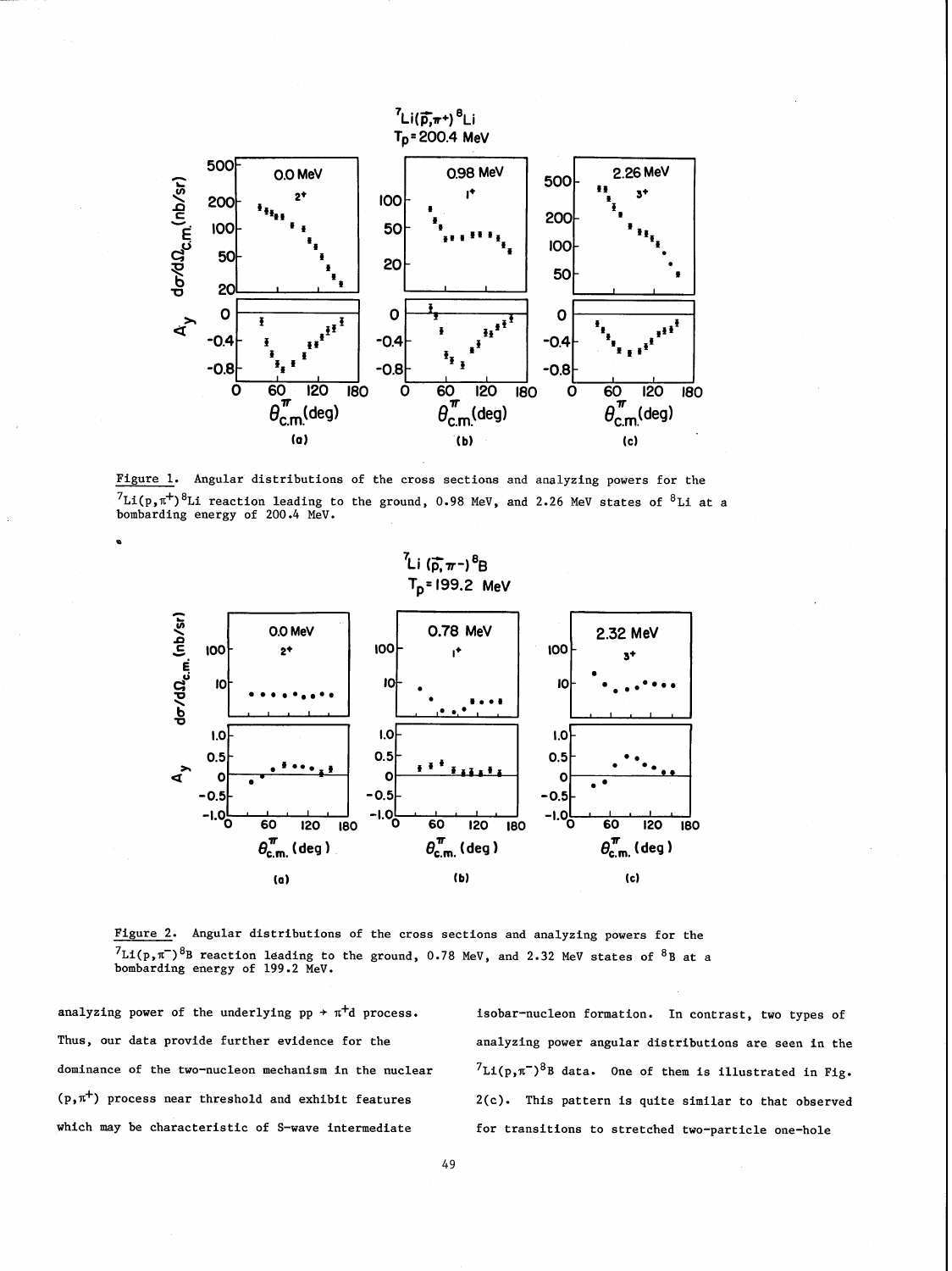Figure 1. Angular distributions of the cross sections and analyzing powers for the $^7$Li(p,$\pi^+$)$^8$Li reaction leading to the ground, 0.98 MeV, and 2.26 MeV states of $^8$Li at a bombarding energy of 200.4 MeV.

Figure 2. Angular distributions of the cross sections and analyzing powers for the $^7$Li(p,$\pi^-$)$^8$B reaction leading to the ground, 0.78 MeV, and 2.32 MeV states of $^8$B at a bombarding energy of 199.2 MeV.

analyzing power of the underlying pp $\rightarrow$ $\pi^+$d process. Thus, our data provide further evidence for the dominance of the two-nucleon mechanism in the nuclear (p,$\pi^+$) process near threshold and exhibit features which may be characteristic of S-wave intermediate isobar-nucleon formation. In contrast, two types of analyzing power angular distributions are seen in the $^7$Li(p,$\pi^-$)$^8$B data. One of them is illustrated in Fig. 2(c). This pattern is quite similar to that observed for transitions to stretched two-particle one-hole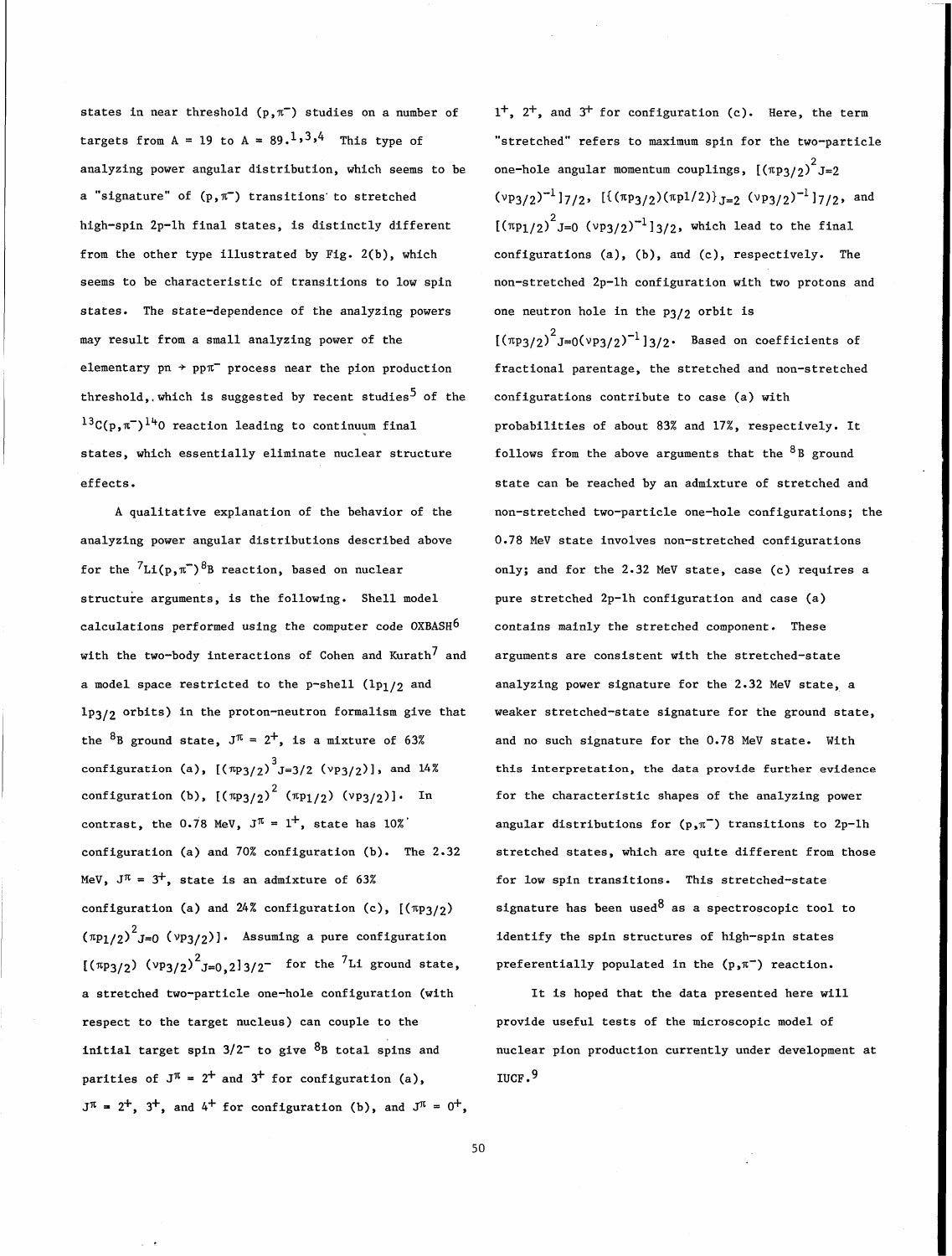states in near threshold $(p,\pi^-)$ studies on a number of targets from A = 19 to A = 89.[1,3,4] This type of analyzing power angular distribution, which seems to be a "signature" of $(p,\pi^-)$ transitions to stretched high-spin 2p-1h final states, is distinctly different from the other type illustrated by Fig. 2(b), which seems to be characteristic of transitions to low spin states. The state-dependence of the analyzing powers may result from a small analyzing power of the elementary $pn \rightarrow pp\pi^-$ process near the pion production threshold, which is suggested by recent studies[5] of the $^{13}C(p,\pi^-)^{14}O$ reaction leading to continuum final states, which essentially eliminate nuclear structure effects.

A qualitative explanation of the behavior of the analyzing power angular distributions described above for the $^7Li(p,\pi^-)^8B$ reaction, based on nuclear structure arguments, is the following. Shell model calculations performed using the computer code OXBASH[6] with the two-body interactions of Cohen and Kurath[7] and a model space restricted to the p-shell ($1p_{1/2}$ and $1p_{3/2}$ orbits) in the proton-neutron formalism give that the $^8B$ ground state, $J^\pi = 2^+$, is a mixture of 63% configuration (a), $[(\pi p_{3/2})^3_{J=3/2}\,(\nu p_{3/2})]$, and 14% configuration (b), $[(\pi p_{3/2})^2\,(\pi p_{1/2})\,(\nu p_{3/2})]$. In contrast, the 0.78 MeV, $J^\pi = 1^+$, state has 10% configuration (a) and 70% configuration (b). The 2.32 MeV, $J^\pi = 3^+$, state is an admixture of 63% configuration (a) and 24% configuration (c), $[(\pi p_{3/2})\,(\pi p_{1/2})^2_{J=0}\,(\nu p_{3/2})]$. Assuming a pure configuration $[(\pi p_{3/2})\,(\nu p_{3/2})^2_{J=0,2}]3/2^-$ for the $^7Li$ ground state, a stretched two-particle one-hole configuration (with respect to the target nucleus) can couple to the initial target spin $3/2^-$ to give $^8B$ total spins and parities of $J^\pi = 2^+$ and $3^+$ for configuration (a), $J^\pi = 2^+$, $3^+$, and $4^+$ for configuration (b), and $J^\pi = 0^+$, $1^+$, $2^+$, and $3^+$ for configuration (c). Here, the term "stretched" refers to maximum spin for the two-particle one-hole angular momentum couplings, $[(\pi p_{3/2})^2_{J=2}\,(\nu p_{3/2})^{-1}]7/2$, $[\{(\pi p_{3/2})(\pi p_{1/2})\}_{J=2}\,(\nu p_{3/2})^{-1}]7/2$, and $[(\pi p_{1/2})^2_{J=0}\,(\nu p_{3/2})^{-1}]3/2$, which lead to the final configurations (a), (b), and (c), respectively. The non-stretched 2p-1h configuration with two protons and one neutron hole in the $p_{3/2}$ orbit is $[(\pi p_{3/2})^2_{J=0}(\nu p_{3/2})^{-1}]3/2$. Based on coefficients of fractional parentage, the stretched and non-stretched configurations contribute to case (a) with probabilities of about 83% and 17%, respectively. It follows from the above arguments that the $^8B$ ground state can be reached by an admixture of stretched and non-stretched two-particle one-hole configurations; the 0.78 MeV state involves non-stretched configurations only; and for the 2.32 MeV state, case (c) requires a pure stretched 2p-1h configuration and case (a) contains mainly the stretched component. These arguments are consistent with the stretched-state analyzing power signature for the 2.32 MeV state, a weaker stretched-state signature for the ground state, and no such signature for the 0.78 MeV state. With this interpretation, the data provide further evidence for the characteristic shapes of the analyzing power angular distributions for $(p,\pi^-)$ transitions to 2p-1h stretched states, which are quite different from those for low spin transitions. This stretched-state signature has been used[8] as a spectroscopic tool to identify the spin structures of high-spin states preferentially populated in the $(p,\pi^-)$ reaction.

It is hoped that the data presented here will provide useful tests of the microscopic model of nuclear pion production currently under development at IUCF.[9]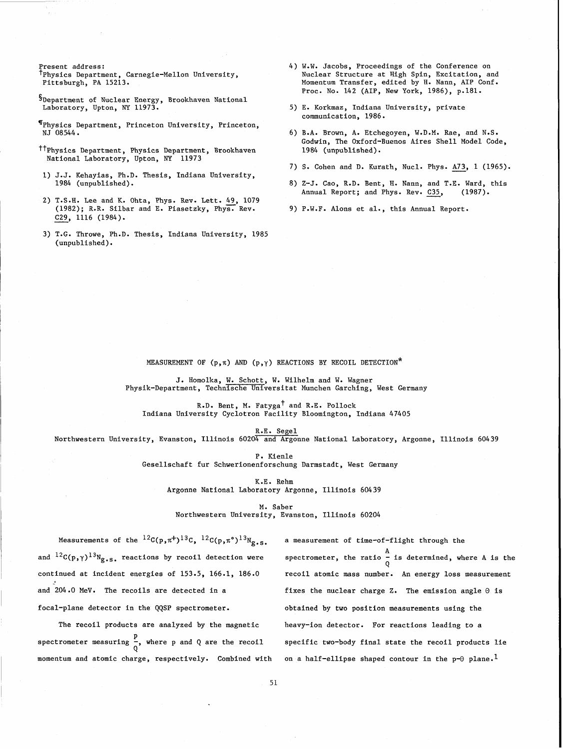Present address:

[†]Physics Department, Carnegie-Mellon University, Pittsburgh, PA 15213.

[§]Department of Nuclear Energy, Brookhaven National Laboratory, Upton, NY 11973.

[¶]Physics Department, Princeton University, Princeton, NJ 08544.

[††]Physics Department, Physics Department, Brookhaven National Laboratory, Upton, NY 11973

1) J.J. Kehayias, Ph.D. Thesis, Indiana University, 1984 (unpublished).

2) T.S.H. Lee and K. Ohta, Phys. Rev. Lett. 49, 1079 (1982); R.R. Silbar and E. Piasetzky, Phys. Rev. C29, 1116 (1984).

3) T.G. Throwe, Ph.D. Thesis, Indiana University, 1985 (unpublished).

4) W.W. Jacobs, Proceedings of the Conference on Nuclear Structure at High Spin, Excitation, and Momentum Transfer, edited by H. Nann, AIP Conf. Proc. No. 142 (AIP, New York, 1986), p.181.

5) E. Korkmaz, Indiana University, private communication, 1986.

6) B.A. Brown, A. Etchegoyen, W.D.M. Rae, and N.S. Godwin, The Oxford-Buenos Aires Shell Model Code, 1984 (unpublished).

7) S. Cohen and D. Kurath, Nucl. Phys. A73, 1 (1965).

8) Z-J. Cao, R.D. Bent, H. Nann, and T.E. Ward, this Annual Report; and Phys. Rev. C35, (1987).

9) P.W.F. Alons et al., this Annual Report.

## MEASUREMENT OF $(p,\pi)$ AND $(p,\gamma)$ REACTIONS BY RECOIL DETECTION*

J. Homolka, W. Schott, W. Wilhelm and W. Wagner
Physik-Department, Technische Universitat Munchen Garching, West Germany

R.D. Bent, M. Fatyga[†] and R.E. Pollock
Indiana University Cyclotron Facility Bloomington, Indiana 47405

R.E. Segel
Northwestern University, Evanston, Illinois 60204 and Argonne National Laboratory, Argonne, Illinois 60439

P. Kienle
Gesellschaft fur Schwerionenforschung Darmstadt, West Germany

K.E. Rehm
Argonne National Laboratory Argonne, Illinois 60439

M. Saber
Northwestern University, Evanston, Illinois 60204

Measurements of the $^{12}C(p,\pi^+)^{13}C$, $^{12}C(p,\pi^\circ)^{13}N_{g.s.}$ and $^{12}C(p,\gamma)^{13}N_{g.s.}$ reactions by recoil detection were continued at incident energies of 153.5, 166.1, 186.0 and 204.0 MeV. The recoils are detected in a focal-plane detector in the QQSP spectrometer.

The recoil products are analyzed by the magnetic spectrometer measuring $\frac{p}{Q}$, where p and Q are the recoil momentum and atomic charge, respectively. Combined with a measurement of time-of-flight through the spectrometer, the ratio $\frac{A}{Q}$ is determined, where A is the recoil atomic mass number. An energy loss measurement fixes the nuclear charge Z. The emission angle $\Theta$ is obtained by two position measurements using the heavy-ion detector. For reactions leading to a specific two-body final state the recoil products lie on a half-ellipse shaped contour in the p-$\Theta$ plane.[1]